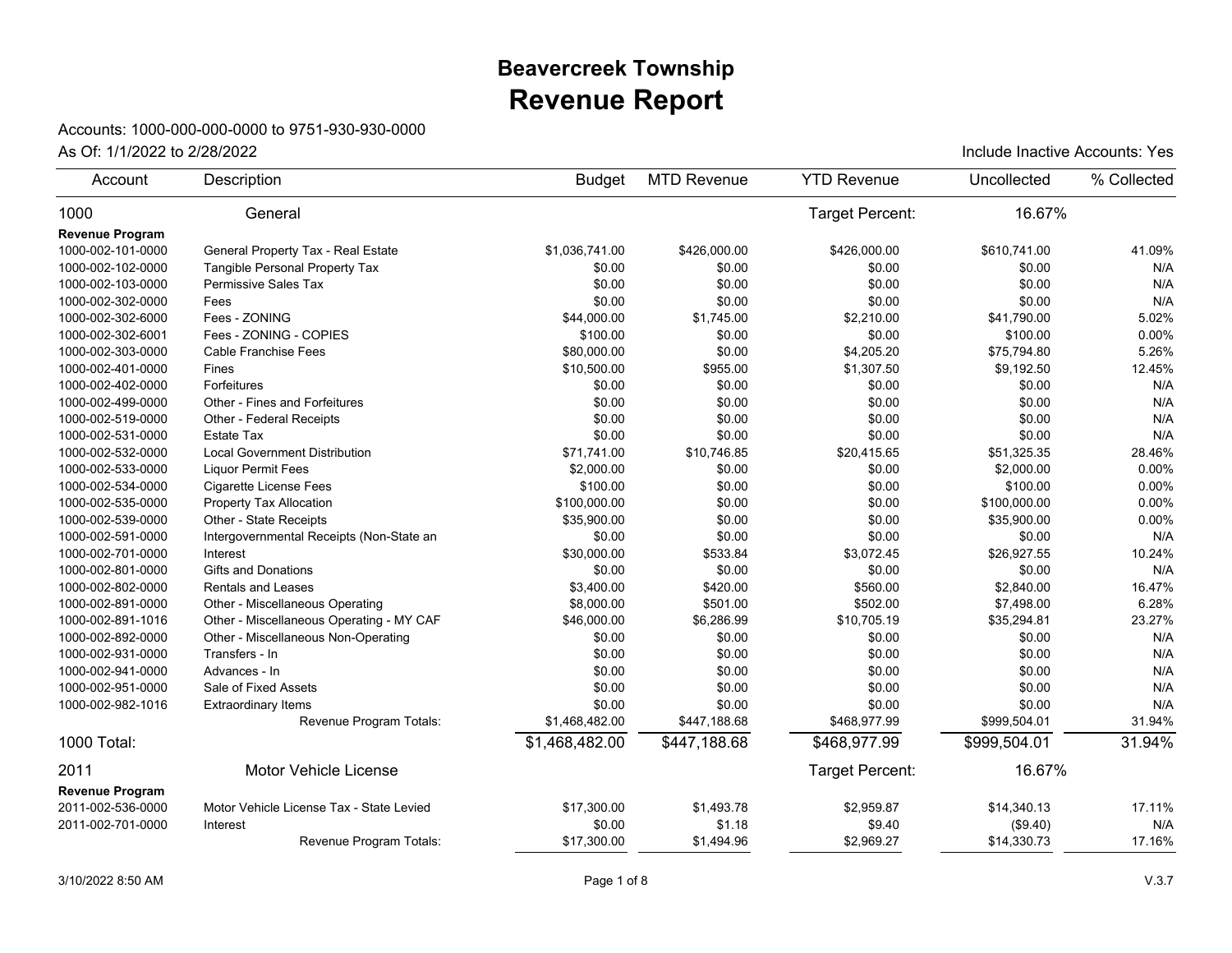# Beavercreek Township

# Revenue Report

Accounts: 1000-000-000-0000 to 9751-930-930-0000

As Of: 1/1/2022 to 2/28/2022

Include Inactive Accounts: Yes

| Account | Description | Budget | MTD Revenue | YTD Revenue | Uncollected | % Collected |
|---|---|---|---|---|---|---|
| 1000 | General | | | Target Percent: | 16.67% | |
| **Revenue Program** | | | | | | |
| 1000-002-101-0000 | General Property Tax - Real Estate | $1,036,741.00 | $426,000.00 | $426,000.00 | $610,741.00 | 41.09% |
| 1000-002-102-0000 | Tangible Personal Property Tax | $0.00 | $0.00 | $0.00 | $0.00 | N/A |
| 1000-002-103-0000 | Permissive Sales Tax | $0.00 | $0.00 | $0.00 | $0.00 | N/A |
| 1000-002-302-0000 | Fees | $0.00 | $0.00 | $0.00 | $0.00 | N/A |
| 1000-002-302-6000 | Fees - ZONING | $44,000.00 | $1,745.00 | $2,210.00 | $41,790.00 | 5.02% |
| 1000-002-302-6001 | Fees - ZONING - COPIES | $100.00 | $0.00 | $0.00 | $100.00 | 0.00% |
| 1000-002-303-0000 | Cable Franchise Fees | $80,000.00 | $0.00 | $4,205.20 | $75,794.80 | 5.26% |
| 1000-002-401-0000 | Fines | $10,500.00 | $955.00 | $1,307.50 | $9,192.50 | 12.45% |
| 1000-002-402-0000 | Forfeitures | $0.00 | $0.00 | $0.00 | $0.00 | N/A |
| 1000-002-499-0000 | Other - Fines and Forfeitures | $0.00 | $0.00 | $0.00 | $0.00 | N/A |
| 1000-002-519-0000 | Other - Federal Receipts | $0.00 | $0.00 | $0.00 | $0.00 | N/A |
| 1000-002-531-0000 | Estate Tax | $0.00 | $0.00 | $0.00 | $0.00 | N/A |
| 1000-002-532-0000 | Local Government Distribution | $71,741.00 | $10,746.85 | $20,415.65 | $51,325.35 | 28.46% |
| 1000-002-533-0000 | Liquor Permit Fees | $2,000.00 | $0.00 | $0.00 | $2,000.00 | 0.00% |
| 1000-002-534-0000 | Cigarette License Fees | $100.00 | $0.00 | $0.00 | $100.00 | 0.00% |
| 1000-002-535-0000 | Property Tax Allocation | $100,000.00 | $0.00 | $0.00 | $100,000.00 | 0.00% |
| 1000-002-539-0000 | Other - State Receipts | $35,900.00 | $0.00 | $0.00 | $35,900.00 | 0.00% |
| 1000-002-591-0000 | Intergovernmental Receipts (Non-State an | $0.00 | $0.00 | $0.00 | $0.00 | N/A |
| 1000-002-701-0000 | Interest | $30,000.00 | $533.84 | $3,072.45 | $26,927.55 | 10.24% |
| 1000-002-801-0000 | Gifts and Donations | $0.00 | $0.00 | $0.00 | $0.00 | N/A |
| 1000-002-802-0000 | Rentals and Leases | $3,400.00 | $420.00 | $560.00 | $2,840.00 | 16.47% |
| 1000-002-891-0000 | Other - Miscellaneous Operating | $8,000.00 | $501.00 | $502.00 | $7,498.00 | 6.28% |
| 1000-002-891-1016 | Other - Miscellaneous Operating - MY CAF | $46,000.00 | $6,286.99 | $10,705.19 | $35,294.81 | 23.27% |
| 1000-002-892-0000 | Other - Miscellaneous Non-Operating | $0.00 | $0.00 | $0.00 | $0.00 | N/A |
| 1000-002-931-0000 | Transfers - In | $0.00 | $0.00 | $0.00 | $0.00 | N/A |
| 1000-002-941-0000 | Advances - In | $0.00 | $0.00 | $0.00 | $0.00 | N/A |
| 1000-002-951-0000 | Sale of Fixed Assets | $0.00 | $0.00 | $0.00 | $0.00 | N/A |
| 1000-002-982-1016 | Extraordinary Items | $0.00 | $0.00 | $0.00 | $0.00 | N/A |
| | Revenue Program Totals: | $1,468,482.00 | $447,188.68 | $468,977.99 | $999,504.01 | 31.94% |
| 1000 Total: | | $1,468,482.00 | $447,188.68 | $468,977.99 | $999,504.01 | 31.94% |
| 2011 | Motor Vehicle License | | | Target Percent: | 16.67% | |
| **Revenue Program** | | | | | | |
| 2011-002-536-0000 | Motor Vehicle License Tax - State Levied | $17,300.00 | $1,493.78 | $2,959.87 | $14,340.13 | 17.11% |
| 2011-002-701-0000 | Interest | $0.00 | $1.18 | $9.40 | ($9.40) | N/A |
| | Revenue Program Totals: | $17,300.00 | $1,494.96 | $2,969.27 | $14,330.73 | 17.16% |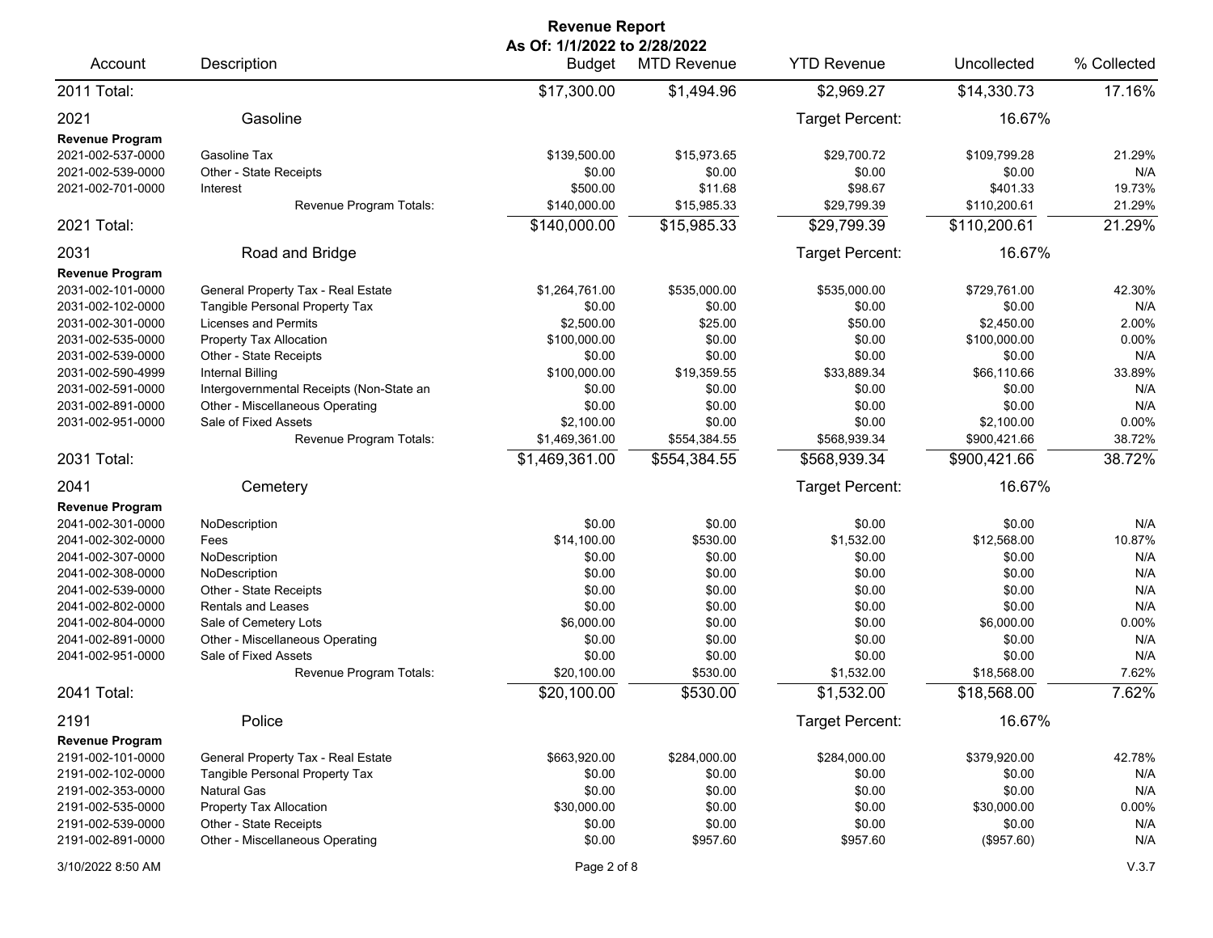**Revenue Report**
**As Of: 1/1/2022 to 2/28/2022**

| Account | Description | Budget | MTD Revenue | YTD Revenue | Uncollected | % Collected |
|---|---|---|---|---|---|---|
| 2011 Total: | | $17,300.00 | $1,494.96 | $2,969.27 | $14,330.73 | 17.16% |
| 2021 | Gasoline | | | Target Percent: | 16.67% | |
| **Revenue Program** | | | | | | |
| 2021-002-537-0000 | Gasoline Tax | $139,500.00 | $15,973.65 | $29,700.72 | $109,799.28 | 21.29% |
| 2021-002-539-0000 | Other - State Receipts | $0.00 | $0.00 | $0.00 | $0.00 | N/A |
| 2021-002-701-0000 | Interest | $500.00 | $11.68 | $98.67 | $401.33 | 19.73% |
| | Revenue Program Totals: | $140,000.00 | $15,985.33 | $29,799.39 | $110,200.61 | 21.29% |
| 2021 Total: | | $140,000.00 | $15,985.33 | $29,799.39 | $110,200.61 | 21.29% |
| 2031 | Road and Bridge | | | Target Percent: | 16.67% | |
| **Revenue Program** | | | | | | |
| 2031-002-101-0000 | General Property Tax - Real Estate | $1,264,761.00 | $535,000.00 | $535,000.00 | $729,761.00 | 42.30% |
| 2031-002-102-0000 | Tangible Personal Property Tax | $0.00 | $0.00 | $0.00 | $0.00 | N/A |
| 2031-002-301-0000 | Licenses and Permits | $2,500.00 | $25.00 | $50.00 | $2,450.00 | 2.00% |
| 2031-002-535-0000 | Property Tax Allocation | $100,000.00 | $0.00 | $0.00 | $100,000.00 | 0.00% |
| 2031-002-539-0000 | Other - State Receipts | $0.00 | $0.00 | $0.00 | $0.00 | N/A |
| 2031-002-590-4999 | Internal Billing | $100,000.00 | $19,359.55 | $33,889.34 | $66,110.66 | 33.89% |
| 2031-002-591-0000 | Intergovernmental Receipts (Non-State an | $0.00 | $0.00 | $0.00 | $0.00 | N/A |
| 2031-002-891-0000 | Other - Miscellaneous Operating | $0.00 | $0.00 | $0.00 | $0.00 | N/A |
| 2031-002-951-0000 | Sale of Fixed Assets | $2,100.00 | $0.00 | $0.00 | $2,100.00 | 0.00% |
| | Revenue Program Totals: | $1,469,361.00 | $554,384.55 | $568,939.34 | $900,421.66 | 38.72% |
| 2031 Total: | | $1,469,361.00 | $554,384.55 | $568,939.34 | $900,421.66 | 38.72% |
| 2041 | Cemetery | | | Target Percent: | 16.67% | |
| **Revenue Program** | | | | | | |
| 2041-002-301-0000 | NoDescription | $0.00 | $0.00 | $0.00 | $0.00 | N/A |
| 2041-002-302-0000 | Fees | $14,100.00 | $530.00 | $1,532.00 | $12,568.00 | 10.87% |
| 2041-002-307-0000 | NoDescription | $0.00 | $0.00 | $0.00 | $0.00 | N/A |
| 2041-002-308-0000 | NoDescription | $0.00 | $0.00 | $0.00 | $0.00 | N/A |
| 2041-002-539-0000 | Other - State Receipts | $0.00 | $0.00 | $0.00 | $0.00 | N/A |
| 2041-002-802-0000 | Rentals and Leases | $0.00 | $0.00 | $0.00 | $0.00 | N/A |
| 2041-002-804-0000 | Sale of Cemetery Lots | $6,000.00 | $0.00 | $0.00 | $6,000.00 | 0.00% |
| 2041-002-891-0000 | Other - Miscellaneous Operating | $0.00 | $0.00 | $0.00 | $0.00 | N/A |
| 2041-002-951-0000 | Sale of Fixed Assets | $0.00 | $0.00 | $0.00 | $0.00 | N/A |
| | Revenue Program Totals: | $20,100.00 | $530.00 | $1,532.00 | $18,568.00 | 7.62% |
| 2041 Total: | | $20,100.00 | $530.00 | $1,532.00 | $18,568.00 | 7.62% |
| 2191 | Police | | | Target Percent: | 16.67% | |
| **Revenue Program** | | | | | | |
| 2191-002-101-0000 | General Property Tax - Real Estate | $663,920.00 | $284,000.00 | $284,000.00 | $379,920.00 | 42.78% |
| 2191-002-102-0000 | Tangible Personal Property Tax | $0.00 | $0.00 | $0.00 | $0.00 | N/A |
| 2191-002-353-0000 | Natural Gas | $0.00 | $0.00 | $0.00 | $0.00 | N/A |
| 2191-002-535-0000 | Property Tax Allocation | $30,000.00 | $0.00 | $0.00 | $30,000.00 | 0.00% |
| 2191-002-539-0000 | Other - State Receipts | $0.00 | $0.00 | $0.00 | $0.00 | N/A |
| 2191-002-891-0000 | Other - Miscellaneous Operating | $0.00 | $957.60 | $957.60 | ($957.60) | N/A |

3/10/2022 8:50 AM V.3.7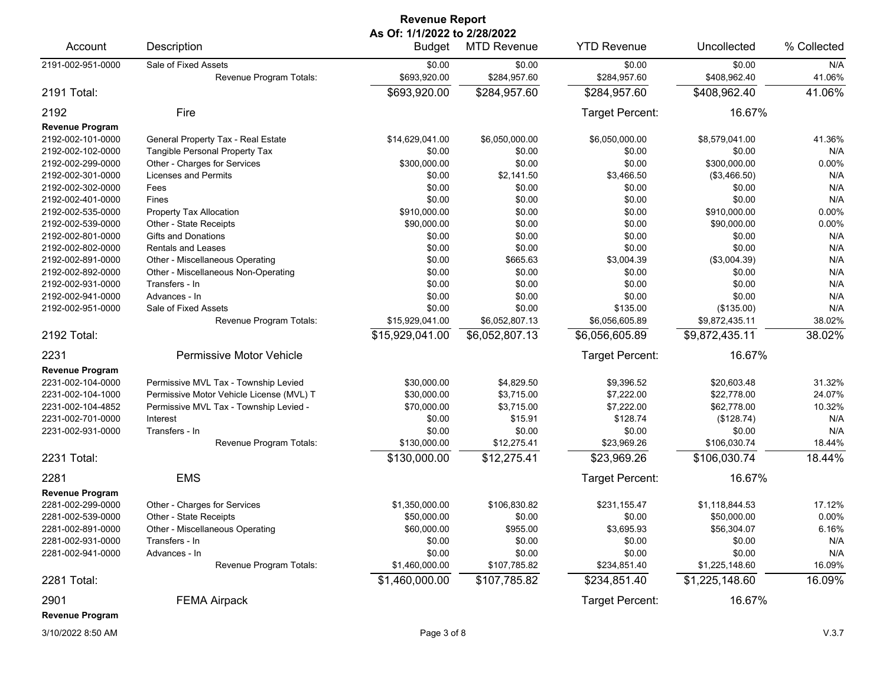# Revenue Report

**As Of: 1/1/2022 to 2/28/2022**

| Account | Description | Budget | MTD Revenue | YTD Revenue | Uncollected | % Collected |
|---|---|---|---|---|---|---|
| 2191-002-951-0000 | Sale of Fixed Assets | $0.00 | $0.00 | $0.00 | $0.00 | N/A |
| | Revenue Program Totals: | $693,920.00 | $284,957.60 | $284,957.60 | $408,962.40 | 41.06% |
| **2191 Total:** | | **$693,920.00** | **$284,957.60** | **$284,957.60** | **$408,962.40** | **41.06%** |
| **2192** | **Fire** | | | Target Percent: | 16.67% | |
| **Revenue Program** | | | | | | |
| 2192-002-101-0000 | General Property Tax - Real Estate | $14,629,041.00 | $6,050,000.00 | $6,050,000.00 | $8,579,041.00 | 41.36% |
| 2192-002-102-0000 | Tangible Personal Property Tax | $0.00 | $0.00 | $0.00 | $0.00 | N/A |
| 2192-002-299-0000 | Other - Charges for Services | $300,000.00 | $0.00 | $0.00 | $300,000.00 | 0.00% |
| 2192-002-301-0000 | Licenses and Permits | $0.00 | $2,141.50 | $3,466.50 | ($3,466.50) | N/A |
| 2192-002-302-0000 | Fees | $0.00 | $0.00 | $0.00 | $0.00 | N/A |
| 2192-002-401-0000 | Fines | $0.00 | $0.00 | $0.00 | $0.00 | N/A |
| 2192-002-535-0000 | Property Tax Allocation | $910,000.00 | $0.00 | $0.00 | $910,000.00 | 0.00% |
| 2192-002-539-0000 | Other - State Receipts | $90,000.00 | $0.00 | $0.00 | $90,000.00 | 0.00% |
| 2192-002-801-0000 | Gifts and Donations | $0.00 | $0.00 | $0.00 | $0.00 | N/A |
| 2192-002-802-0000 | Rentals and Leases | $0.00 | $0.00 | $0.00 | $0.00 | N/A |
| 2192-002-891-0000 | Other - Miscellaneous Operating | $0.00 | $665.63 | $3,004.39 | ($3,004.39) | N/A |
| 2192-002-892-0000 | Other - Miscellaneous Non-Operating | $0.00 | $0.00 | $0.00 | $0.00 | N/A |
| 2192-002-931-0000 | Transfers - In | $0.00 | $0.00 | $0.00 | $0.00 | N/A |
| 2192-002-941-0000 | Advances - In | $0.00 | $0.00 | $0.00 | $0.00 | N/A |
| 2192-002-951-0000 | Sale of Fixed Assets | $0.00 | $0.00 | $135.00 | ($135.00) | N/A |
| | Revenue Program Totals: | $15,929,041.00 | $6,052,807.13 | $6,056,605.89 | $9,872,435.11 | 38.02% |
| **2192 Total:** | | **$15,929,041.00** | **$6,052,807.13** | **$6,056,605.89** | **$9,872,435.11** | **38.02%** |
| **2231** | **Permissive Motor Vehicle** | | | Target Percent: | 16.67% | |
| **Revenue Program** | | | | | | |
| 2231-002-104-0000 | Permissive MVL Tax - Township Levied | $30,000.00 | $4,829.50 | $9,396.52 | $20,603.48 | 31.32% |
| 2231-002-104-1000 | Permissive Motor Vehicle License (MVL) T | $30,000.00 | $3,715.00 | $7,222.00 | $22,778.00 | 24.07% |
| 2231-002-104-4852 | Permissive MVL Tax - Township Levied - | $70,000.00 | $3,715.00 | $7,222.00 | $62,778.00 | 10.32% |
| 2231-002-701-0000 | Interest | $0.00 | $15.91 | $128.74 | ($128.74) | N/A |
| 2231-002-931-0000 | Transfers - In | $0.00 | $0.00 | $0.00 | $0.00 | N/A |
| | Revenue Program Totals: | $130,000.00 | $12,275.41 | $23,969.26 | $106,030.74 | 18.44% |
| **2231 Total:** | | **$130,000.00** | **$12,275.41** | **$23,969.26** | **$106,030.74** | **18.44%** |
| **2281** | **EMS** | | | Target Percent: | 16.67% | |
| **Revenue Program** | | | | | | |
| 2281-002-299-0000 | Other - Charges for Services | $1,350,000.00 | $106,830.82 | $231,155.47 | $1,118,844.53 | 17.12% |
| 2281-002-539-0000 | Other - State Receipts | $50,000.00 | $0.00 | $0.00 | $50,000.00 | 0.00% |
| 2281-002-891-0000 | Other - Miscellaneous Operating | $60,000.00 | $955.00 | $3,695.93 | $56,304.07 | 6.16% |
| 2281-002-931-0000 | Transfers - In | $0.00 | $0.00 | $0.00 | $0.00 | N/A |
| 2281-002-941-0000 | Advances - In | $0.00 | $0.00 | $0.00 | $0.00 | N/A |
| | Revenue Program Totals: | $1,460,000.00 | $107,785.82 | $234,851.40 | $1,225,148.60 | 16.09% |
| **2281 Total:** | | **$1,460,000.00** | **$107,785.82** | **$234,851.40** | **$1,225,148.60** | **16.09%** |
| **2901** | **FEMA Airpack** | | | Target Percent: | 16.67% | |
| **Revenue Program** | | | | | | |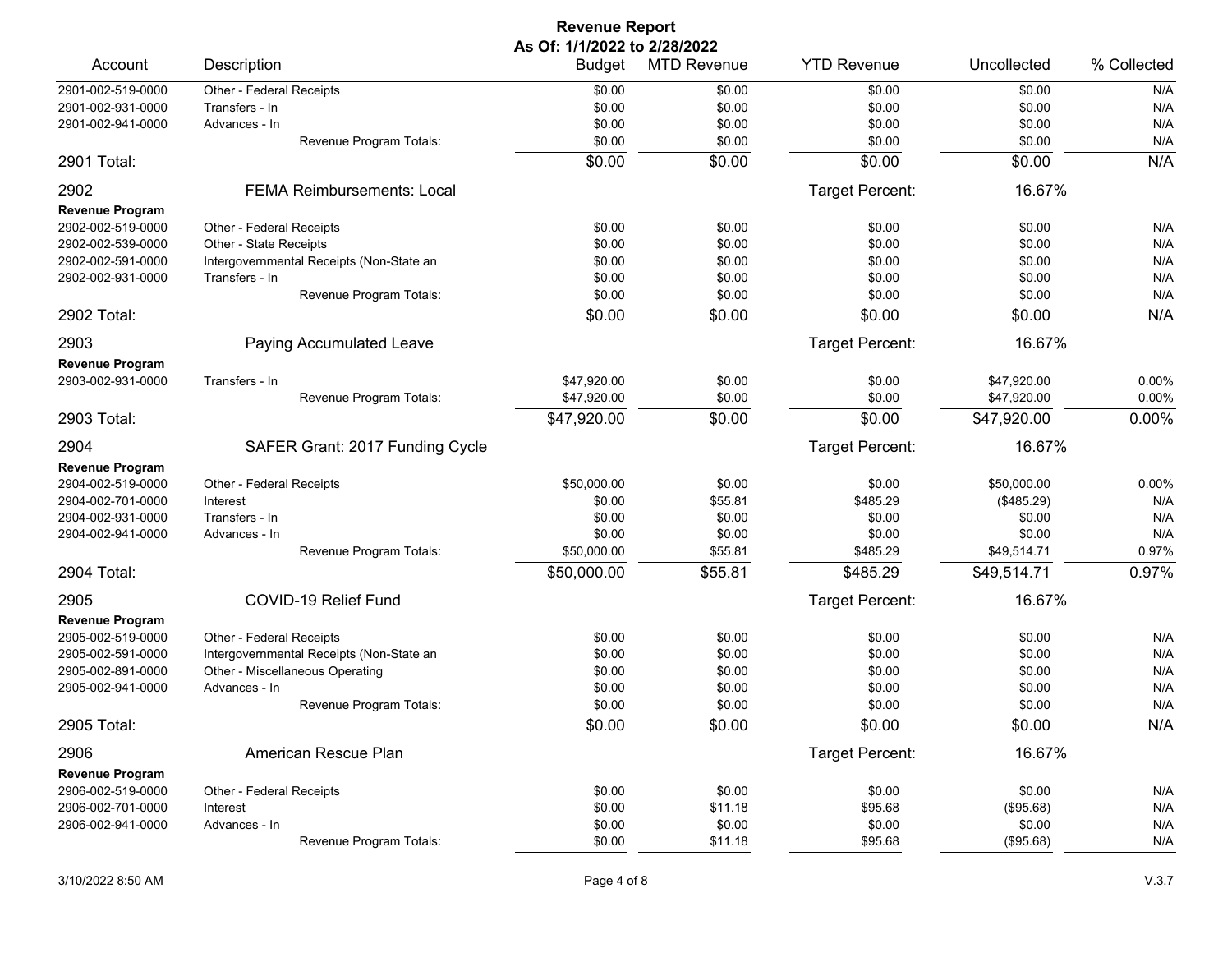**Revenue Report**
**As Of: 1/1/2022 to 2/28/2022**

| Account | Description | Budget | MTD Revenue | YTD Revenue | Uncollected | % Collected |
|---|---|---|---|---|---|---|
| 2901-002-519-0000 | Other - Federal Receipts | $0.00 | $0.00 | $0.00 | $0.00 | N/A |
| 2901-002-931-0000 | Transfers - In | $0.00 | $0.00 | $0.00 | $0.00 | N/A |
| 2901-002-941-0000 | Advances - In | $0.00 | $0.00 | $0.00 | $0.00 | N/A |
| | Revenue Program Totals: | $0.00 | $0.00 | $0.00 | $0.00 | N/A |
| **2901 Total:** | | $0.00 | $0.00 | $0.00 | $0.00 | N/A |
| **2902** | **FEMA Reimbursements: Local** | | | Target Percent: | 16.67% | |
| **Revenue Program** | | | | | | |
| 2902-002-519-0000 | Other - Federal Receipts | $0.00 | $0.00 | $0.00 | $0.00 | N/A |
| 2902-002-539-0000 | Other - State Receipts | $0.00 | $0.00 | $0.00 | $0.00 | N/A |
| 2902-002-591-0000 | Intergovernmental Receipts (Non-State an | $0.00 | $0.00 | $0.00 | $0.00 | N/A |
| 2902-002-931-0000 | Transfers - In | $0.00 | $0.00 | $0.00 | $0.00 | N/A |
| | Revenue Program Totals: | $0.00 | $0.00 | $0.00 | $0.00 | N/A |
| **2902 Total:** | | $0.00 | $0.00 | $0.00 | $0.00 | N/A |
| **2903** | **Paying Accumulated Leave** | | | Target Percent: | 16.67% | |
| **Revenue Program** | | | | | | |
| 2903-002-931-0000 | Transfers - In | $47,920.00 | $0.00 | $0.00 | $47,920.00 | 0.00% |
| | Revenue Program Totals: | $47,920.00 | $0.00 | $0.00 | $47,920.00 | 0.00% |
| **2903 Total:** | | $47,920.00 | $0.00 | $0.00 | $47,920.00 | 0.00% |
| **2904** | **SAFER Grant: 2017 Funding Cycle** | | | Target Percent: | 16.67% | |
| **Revenue Program** | | | | | | |
| 2904-002-519-0000 | Other - Federal Receipts | $50,000.00 | $0.00 | $0.00 | $50,000.00 | 0.00% |
| 2904-002-701-0000 | Interest | $0.00 | $55.81 | $485.29 | ($485.29) | N/A |
| 2904-002-931-0000 | Transfers - In | $0.00 | $0.00 | $0.00 | $0.00 | N/A |
| 2904-002-941-0000 | Advances - In | $0.00 | $0.00 | $0.00 | $0.00 | N/A |
| | Revenue Program Totals: | $50,000.00 | $55.81 | $485.29 | $49,514.71 | 0.97% |
| **2904 Total:** | | $50,000.00 | $55.81 | $485.29 | $49,514.71 | 0.97% |
| **2905** | **COVID-19 Relief Fund** | | | Target Percent: | 16.67% | |
| **Revenue Program** | | | | | | |
| 2905-002-519-0000 | Other - Federal Receipts | $0.00 | $0.00 | $0.00 | $0.00 | N/A |
| 2905-002-591-0000 | Intergovernmental Receipts (Non-State an | $0.00 | $0.00 | $0.00 | $0.00 | N/A |
| 2905-002-891-0000 | Other - Miscellaneous Operating | $0.00 | $0.00 | $0.00 | $0.00 | N/A |
| 2905-002-941-0000 | Advances - In | $0.00 | $0.00 | $0.00 | $0.00 | N/A |
| | Revenue Program Totals: | $0.00 | $0.00 | $0.00 | $0.00 | N/A |
| **2905 Total:** | | $0.00 | $0.00 | $0.00 | $0.00 | N/A |
| **2906** | **American Rescue Plan** | | | Target Percent: | 16.67% | |
| **Revenue Program** | | | | | | |
| 2906-002-519-0000 | Other - Federal Receipts | $0.00 | $0.00 | $0.00 | $0.00 | N/A |
| 2906-002-701-0000 | Interest | $0.00 | $11.18 | $95.68 | ($95.68) | N/A |
| 2906-002-941-0000 | Advances - In | $0.00 | $0.00 | $0.00 | $0.00 | N/A |
| | Revenue Program Totals: | $0.00 | $11.18 | $95.68 | ($95.68) | N/A |

3/10/2022 8:50 AM V.3.7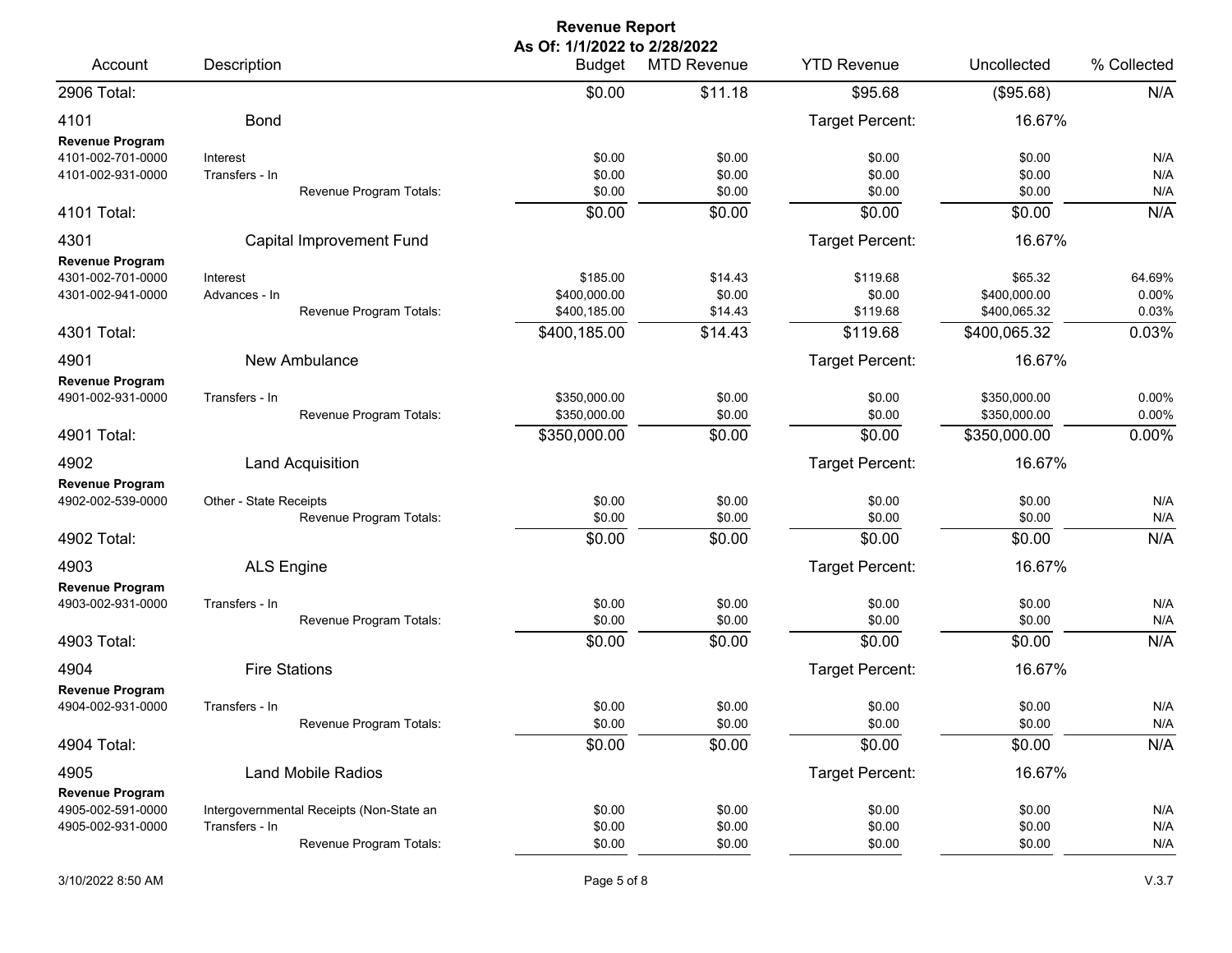# Revenue Report

**As Of: 1/1/2022 to 2/28/2022**

| Account | Description | Budget | MTD Revenue | YTD Revenue | Uncollected | % Collected |
|---|---|---|---|---|---|---|
| 2906 Total: | | $0.00 | $11.18 | $95.68 | ($95.68) | N/A |
| 4101 | Bond | | | Target Percent: | 16.67% | |
| **Revenue Program** | | | | | | |
| 4101-002-701-0000 | Interest | $0.00 | $0.00 | $0.00 | $0.00 | N/A |
| 4101-002-931-0000 | Transfers - In | $0.00 | $0.00 | $0.00 | $0.00 | N/A |
| | Revenue Program Totals: | $0.00 | $0.00 | $0.00 | $0.00 | N/A |
| 4101 Total: | | $0.00 | $0.00 | $0.00 | $0.00 | N/A |
| 4301 | Capital Improvement Fund | | | Target Percent: | 16.67% | |
| **Revenue Program** | | | | | | |
| 4301-002-701-0000 | Interest | $185.00 | $14.43 | $119.68 | $65.32 | 64.69% |
| 4301-002-941-0000 | Advances - In | $400,000.00 | $0.00 | $0.00 | $400,000.00 | 0.00% |
| | Revenue Program Totals: | $400,185.00 | $14.43 | $119.68 | $400,065.32 | 0.03% |
| 4301 Total: | | $400,185.00 | $14.43 | $119.68 | $400,065.32 | 0.03% |
| 4901 | New Ambulance | | | Target Percent: | 16.67% | |
| **Revenue Program** | | | | | | |
| 4901-002-931-0000 | Transfers - In | $350,000.00 | $0.00 | $0.00 | $350,000.00 | 0.00% |
| | Revenue Program Totals: | $350,000.00 | $0.00 | $0.00 | $350,000.00 | 0.00% |
| 4901 Total: | | $350,000.00 | $0.00 | $0.00 | $350,000.00 | 0.00% |
| 4902 | Land Acquisition | | | Target Percent: | 16.67% | |
| **Revenue Program** | | | | | | |
| 4902-002-539-0000 | Other - State Receipts | $0.00 | $0.00 | $0.00 | $0.00 | N/A |
| | Revenue Program Totals: | $0.00 | $0.00 | $0.00 | $0.00 | N/A |
| 4902 Total: | | $0.00 | $0.00 | $0.00 | $0.00 | N/A |
| 4903 | ALS Engine | | | Target Percent: | 16.67% | |
| **Revenue Program** | | | | | | |
| 4903-002-931-0000 | Transfers - In | $0.00 | $0.00 | $0.00 | $0.00 | N/A |
| | Revenue Program Totals: | $0.00 | $0.00 | $0.00 | $0.00 | N/A |
| 4903 Total: | | $0.00 | $0.00 | $0.00 | $0.00 | N/A |
| 4904 | Fire Stations | | | Target Percent: | 16.67% | |
| **Revenue Program** | | | | | | |
| 4904-002-931-0000 | Transfers - In | $0.00 | $0.00 | $0.00 | $0.00 | N/A |
| | Revenue Program Totals: | $0.00 | $0.00 | $0.00 | $0.00 | N/A |
| 4904 Total: | | $0.00 | $0.00 | $0.00 | $0.00 | N/A |
| 4905 | Land Mobile Radios | | | Target Percent: | 16.67% | |
| **Revenue Program** | | | | | | |
| 4905-002-591-0000 | Intergovernmental Receipts (Non-State an | $0.00 | $0.00 | $0.00 | $0.00 | N/A |
| 4905-002-931-0000 | Transfers - In | $0.00 | $0.00 | $0.00 | $0.00 | N/A |
| | Revenue Program Totals: | $0.00 | $0.00 | $0.00 | $0.00 | N/A |

3/10/2022 8:50 AM

V.3.7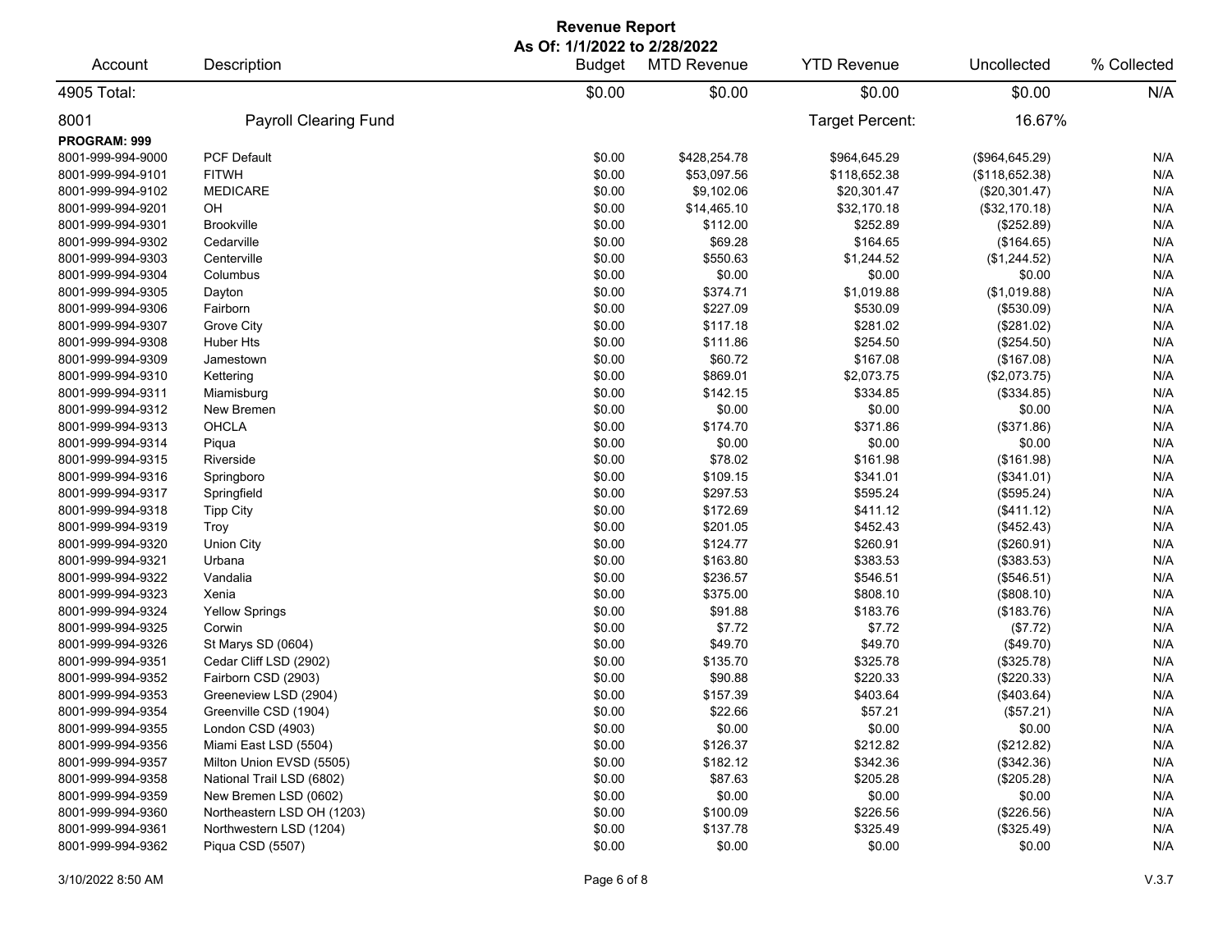# Revenue Report

**As Of: 1/1/2022 to 2/28/2022**

| Account | Description | Budget | MTD Revenue | YTD Revenue | Uncollected | % Collected |
|---|---|---|---|---|---|---|
| 4905 Total: | | $0.00 | $0.00 | $0.00 | $0.00 | N/A |
| 8001 | Payroll Clearing Fund | | | Target Percent: | 16.67% | |
| **PROGRAM: 999** | | | | | | |
| 8001-999-994-9000 | PCF Default | $0.00 | $428,254.78 | $964,645.29 | ($964,645.29) | N/A |
| 8001-999-994-9101 | FITWH | $0.00 | $53,097.56 | $118,652.38 | ($118,652.38) | N/A |
| 8001-999-994-9102 | MEDICARE | $0.00 | $9,102.06 | $20,301.47 | ($20,301.47) | N/A |
| 8001-999-994-9201 | OH | $0.00 | $14,465.10 | $32,170.18 | ($32,170.18) | N/A |
| 8001-999-994-9301 | Brookville | $0.00 | $112.00 | $252.89 | ($252.89) | N/A |
| 8001-999-994-9302 | Cedarville | $0.00 | $69.28 | $164.65 | ($164.65) | N/A |
| 8001-999-994-9303 | Centerville | $0.00 | $550.63 | $1,244.52 | ($1,244.52) | N/A |
| 8001-999-994-9304 | Columbus | $0.00 | $0.00 | $0.00 | $0.00 | N/A |
| 8001-999-994-9305 | Dayton | $0.00 | $374.71 | $1,019.88 | ($1,019.88) | N/A |
| 8001-999-994-9306 | Fairborn | $0.00 | $227.09 | $530.09 | ($530.09) | N/A |
| 8001-999-994-9307 | Grove City | $0.00 | $117.18 | $281.02 | ($281.02) | N/A |
| 8001-999-994-9308 | Huber Hts | $0.00 | $111.86 | $254.50 | ($254.50) | N/A |
| 8001-999-994-9309 | Jamestown | $0.00 | $60.72 | $167.08 | ($167.08) | N/A |
| 8001-999-994-9310 | Kettering | $0.00 | $869.01 | $2,073.75 | ($2,073.75) | N/A |
| 8001-999-994-9311 | Miamisburg | $0.00 | $142.15 | $334.85 | ($334.85) | N/A |
| 8001-999-994-9312 | New Bremen | $0.00 | $0.00 | $0.00 | $0.00 | N/A |
| 8001-999-994-9313 | OHCLA | $0.00 | $174.70 | $371.86 | ($371.86) | N/A |
| 8001-999-994-9314 | Piqua | $0.00 | $0.00 | $0.00 | $0.00 | N/A |
| 8001-999-994-9315 | Riverside | $0.00 | $78.02 | $161.98 | ($161.98) | N/A |
| 8001-999-994-9316 | Springboro | $0.00 | $109.15 | $341.01 | ($341.01) | N/A |
| 8001-999-994-9317 | Springfield | $0.00 | $297.53 | $595.24 | ($595.24) | N/A |
| 8001-999-994-9318 | Tipp City | $0.00 | $172.69 | $411.12 | ($411.12) | N/A |
| 8001-999-994-9319 | Troy | $0.00 | $201.05 | $452.43 | ($452.43) | N/A |
| 8001-999-994-9320 | Union City | $0.00 | $124.77 | $260.91 | ($260.91) | N/A |
| 8001-999-994-9321 | Urbana | $0.00 | $163.80 | $383.53 | ($383.53) | N/A |
| 8001-999-994-9322 | Vandalia | $0.00 | $236.57 | $546.51 | ($546.51) | N/A |
| 8001-999-994-9323 | Xenia | $0.00 | $375.00 | $808.10 | ($808.10) | N/A |
| 8001-999-994-9324 | Yellow Springs | $0.00 | $91.88 | $183.76 | ($183.76) | N/A |
| 8001-999-994-9325 | Corwin | $0.00 | $7.72 | $7.72 | ($7.72) | N/A |
| 8001-999-994-9326 | St Marys SD (0604) | $0.00 | $49.70 | $49.70 | ($49.70) | N/A |
| 8001-999-994-9351 | Cedar Cliff LSD (2902) | $0.00 | $135.70 | $325.78 | ($325.78) | N/A |
| 8001-999-994-9352 | Fairborn CSD (2903) | $0.00 | $90.88 | $220.33 | ($220.33) | N/A |
| 8001-999-994-9353 | Greeneview LSD (2904) | $0.00 | $157.39 | $403.64 | ($403.64) | N/A |
| 8001-999-994-9354 | Greenville CSD (1904) | $0.00 | $22.66 | $57.21 | ($57.21) | N/A |
| 8001-999-994-9355 | London CSD (4903) | $0.00 | $0.00 | $0.00 | $0.00 | N/A |
| 8001-999-994-9356 | Miami East LSD (5504) | $0.00 | $126.37 | $212.82 | ($212.82) | N/A |
| 8001-999-994-9357 | Milton Union EVSD (5505) | $0.00 | $182.12 | $342.36 | ($342.36) | N/A |
| 8001-999-994-9358 | National Trail LSD (6802) | $0.00 | $87.63 | $205.28 | ($205.28) | N/A |
| 8001-999-994-9359 | New Bremen LSD (0602) | $0.00 | $0.00 | $0.00 | $0.00 | N/A |
| 8001-999-994-9360 | Northeastern LSD OH (1203) | $0.00 | $100.09 | $226.56 | ($226.56) | N/A |
| 8001-999-994-9361 | Northwestern LSD (1204) | $0.00 | $137.78 | $325.49 | ($325.49) | N/A |
| 8001-999-994-9362 | Piqua CSD (5507) | $0.00 | $0.00 | $0.00 | $0.00 | N/A |

3/10/2022 8:50 AM V.3.7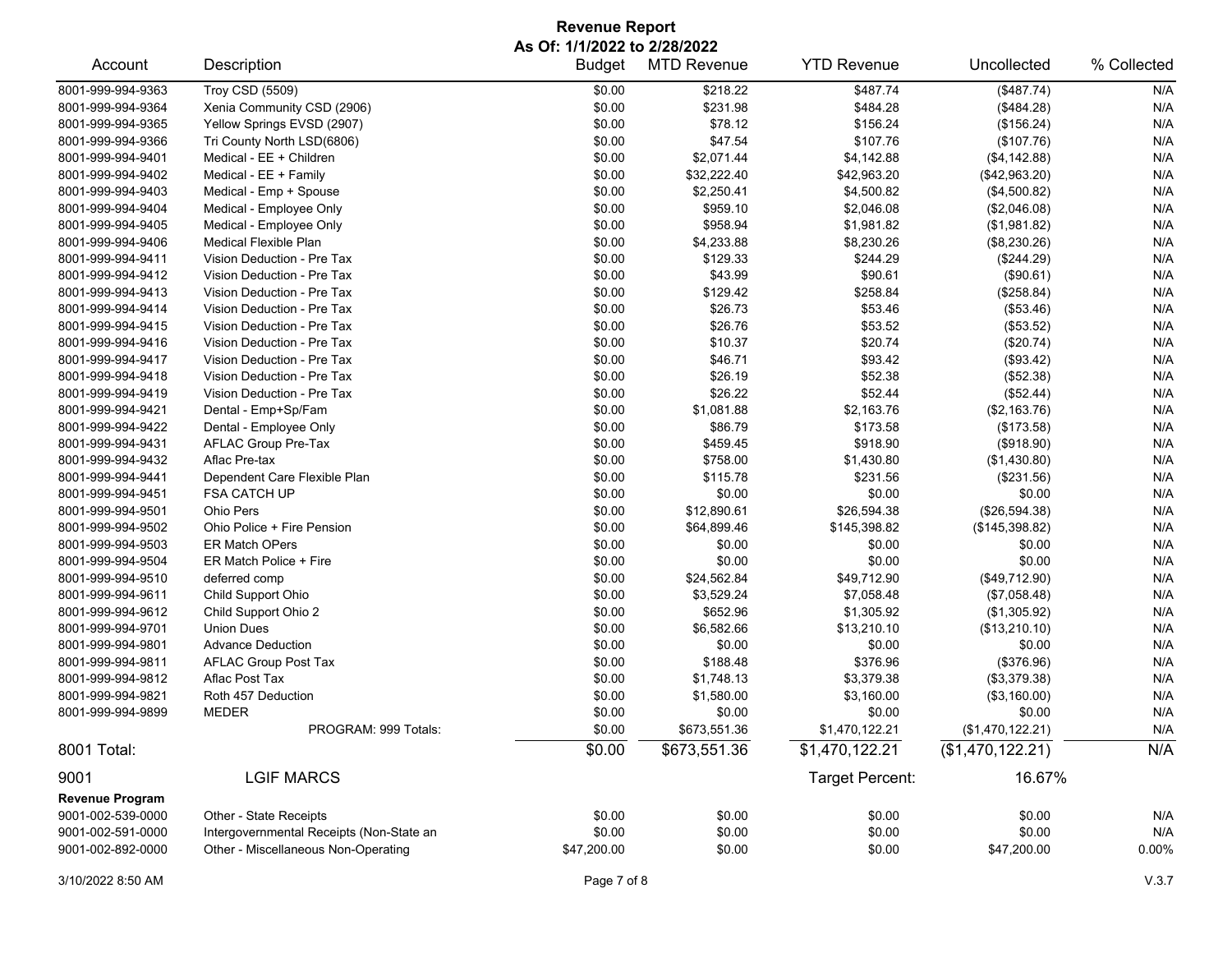# Revenue Report

**As Of: 1/1/2022 to 2/28/2022**

| Account | Description | Budget | MTD Revenue | YTD Revenue | Uncollected | % Collected |
|---|---|---|---|---|---|---|
| 8001-999-994-9363 | Troy CSD (5509) | $0.00 | $218.22 | $487.74 | ($487.74) | N/A |
| 8001-999-994-9364 | Xenia Community CSD (2906) | $0.00 | $231.98 | $484.28 | ($484.28) | N/A |
| 8001-999-994-9365 | Yellow Springs EVSD (2907) | $0.00 | $78.12 | $156.24 | ($156.24) | N/A |
| 8001-999-994-9366 | Tri County North LSD(6806) | $0.00 | $47.54 | $107.76 | ($107.76) | N/A |
| 8001-999-994-9401 | Medical - EE + Children | $0.00 | $2,071.44 | $4,142.88 | ($4,142.88) | N/A |
| 8001-999-994-9402 | Medical - EE + Family | $0.00 | $32,222.40 | $42,963.20 | ($42,963.20) | N/A |
| 8001-999-994-9403 | Medical - Emp + Spouse | $0.00 | $2,250.41 | $4,500.82 | ($4,500.82) | N/A |
| 8001-999-994-9404 | Medical - Employee Only | $0.00 | $959.10 | $2,046.08 | ($2,046.08) | N/A |
| 8001-999-994-9405 | Medical - Employee Only | $0.00 | $958.94 | $1,981.82 | ($1,981.82) | N/A |
| 8001-999-994-9406 | Medical Flexible Plan | $0.00 | $4,233.88 | $8,230.26 | ($8,230.26) | N/A |
| 8001-999-994-9411 | Vision Deduction - Pre Tax | $0.00 | $129.33 | $244.29 | ($244.29) | N/A |
| 8001-999-994-9412 | Vision Deduction - Pre Tax | $0.00 | $43.99 | $90.61 | ($90.61) | N/A |
| 8001-999-994-9413 | Vision Deduction - Pre Tax | $0.00 | $129.42 | $258.84 | ($258.84) | N/A |
| 8001-999-994-9414 | Vision Deduction - Pre Tax | $0.00 | $26.73 | $53.46 | ($53.46) | N/A |
| 8001-999-994-9415 | Vision Deduction - Pre Tax | $0.00 | $26.76 | $53.52 | ($53.52) | N/A |
| 8001-999-994-9416 | Vision Deduction - Pre Tax | $0.00 | $10.37 | $20.74 | ($20.74) | N/A |
| 8001-999-994-9417 | Vision Deduction - Pre Tax | $0.00 | $46.71 | $93.42 | ($93.42) | N/A |
| 8001-999-994-9418 | Vision Deduction - Pre Tax | $0.00 | $26.19 | $52.38 | ($52.38) | N/A |
| 8001-999-994-9419 | Vision Deduction - Pre Tax | $0.00 | $26.22 | $52.44 | ($52.44) | N/A |
| 8001-999-994-9421 | Dental - Emp+Sp/Fam | $0.00 | $1,081.88 | $2,163.76 | ($2,163.76) | N/A |
| 8001-999-994-9422 | Dental - Employee Only | $0.00 | $86.79 | $173.58 | ($173.58) | N/A |
| 8001-999-994-9431 | AFLAC Group Pre-Tax | $0.00 | $459.45 | $918.90 | ($918.90) | N/A |
| 8001-999-994-9432 | Aflac Pre-tax | $0.00 | $758.00 | $1,430.80 | ($1,430.80) | N/A |
| 8001-999-994-9441 | Dependent Care Flexible Plan | $0.00 | $115.78 | $231.56 | ($231.56) | N/A |
| 8001-999-994-9451 | FSA CATCH UP | $0.00 | $0.00 | $0.00 | $0.00 | N/A |
| 8001-999-994-9501 | Ohio Pers | $0.00 | $12,890.61 | $26,594.38 | ($26,594.38) | N/A |
| 8001-999-994-9502 | Ohio Police + Fire Pension | $0.00 | $64,899.46 | $145,398.82 | ($145,398.82) | N/A |
| 8001-999-994-9503 | ER Match OPers | $0.00 | $0.00 | $0.00 | $0.00 | N/A |
| 8001-999-994-9504 | ER Match Police + Fire | $0.00 | $0.00 | $0.00 | $0.00 | N/A |
| 8001-999-994-9510 | deferred comp | $0.00 | $24,562.84 | $49,712.90 | ($49,712.90) | N/A |
| 8001-999-994-9611 | Child Support Ohio | $0.00 | $3,529.24 | $7,058.48 | ($7,058.48) | N/A |
| 8001-999-994-9612 | Child Support Ohio 2 | $0.00 | $652.96 | $1,305.92 | ($1,305.92) | N/A |
| 8001-999-994-9701 | Union Dues | $0.00 | $6,582.66 | $13,210.10 | ($13,210.10) | N/A |
| 8001-999-994-9801 | Advance Deduction | $0.00 | $0.00 | $0.00 | $0.00 | N/A |
| 8001-999-994-9811 | AFLAC Group Post Tax | $0.00 | $188.48 | $376.96 | ($376.96) | N/A |
| 8001-999-994-9812 | Aflac Post Tax | $0.00 | $1,748.13 | $3,379.38 | ($3,379.38) | N/A |
| 8001-999-994-9821 | Roth 457 Deduction | $0.00 | $1,580.00 | $3,160.00 | ($3,160.00) | N/A |
| 8001-999-994-9899 | MEDER | $0.00 | $0.00 | $0.00 | $0.00 | N/A |
| | PROGRAM: 999 Totals: | $0.00 | $673,551.36 | $1,470,122.21 | ($1,470,122.21) | N/A |
| **8001 Total:** | | **$0.00** | **$673,551.36** | **$1,470,122.21** | **($1,470,122.21)** | **N/A** |

## 9001 LGIF MARCS

Target Percent: 16.67%

| Account | Description | Budget | MTD Revenue | YTD Revenue | Uncollected | % Collected |
|---|---|---|---|---|---|---|
| **Revenue Program** | | | | | | |
| 9001-002-539-0000 | Other - State Receipts | $0.00 | $0.00 | $0.00 | $0.00 | N/A |
| 9001-002-591-0000 | Intergovernmental Receipts (Non-State an | $0.00 | $0.00 | $0.00 | $0.00 | N/A |
| 9001-002-892-0000 | Other - Miscellaneous Non-Operating | $47,200.00 | $0.00 | $0.00 | $47,200.00 | 0.00% |

3/10/2022 8:50 AM V.3.7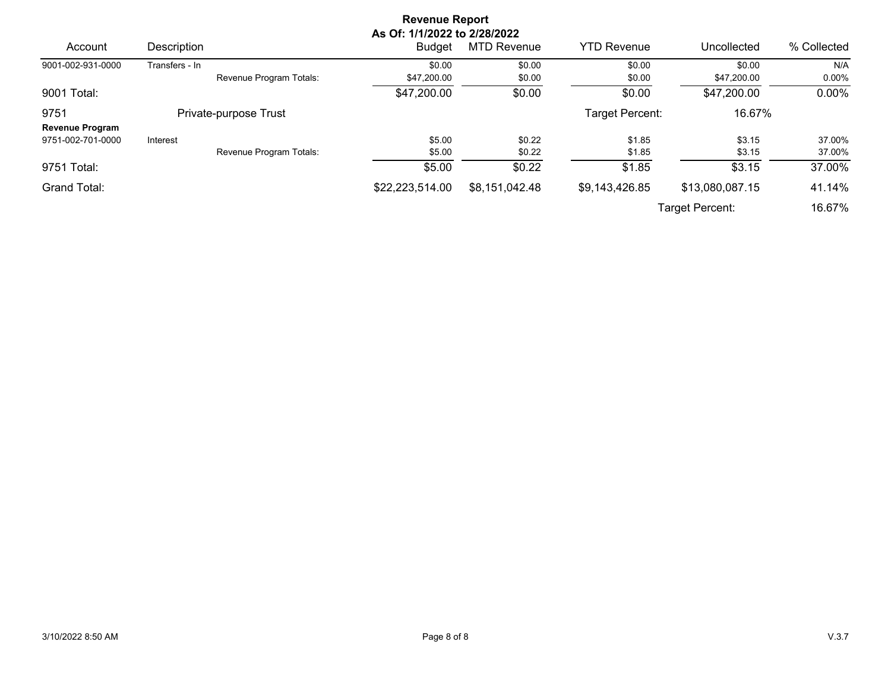**Revenue Report**
**As Of: 1/1/2022 to 2/28/2022**

| Account | Description | Budget | MTD Revenue | YTD Revenue | Uncollected | % Collected |
|---|---|---|---|---|---|---|
| 9001-002-931-0000 | Transfers - In | $0.00 | $0.00 | $0.00 | $0.00 | N/A |
| | Revenue Program Totals: | $47,200.00 | $0.00 | $0.00 | $47,200.00 | 0.00% |
| 9001 Total: | | $47,200.00 | $0.00 | $0.00 | $47,200.00 | 0.00% |
| 9751 | Private-purpose Trust | | | Target Percent: | 16.67% | |
| **Revenue Program** | | | | | | |
| 9751-002-701-0000 | Interest | $5.00 | $0.22 | $1.85 | $3.15 | 37.00% |
| | Revenue Program Totals: | $5.00 | $0.22 | $1.85 | $3.15 | 37.00% |
| 9751 Total: | | $5.00 | $0.22 | $1.85 | $3.15 | 37.00% |
| Grand Total: | | $22,223,514.00 | $8,151,042.48 | $9,143,426.85 | $13,080,087.15 | 41.14% |
| | | | | | Target Percent: | 16.67% |

3/10/2022 8:50 AM

V.3.7